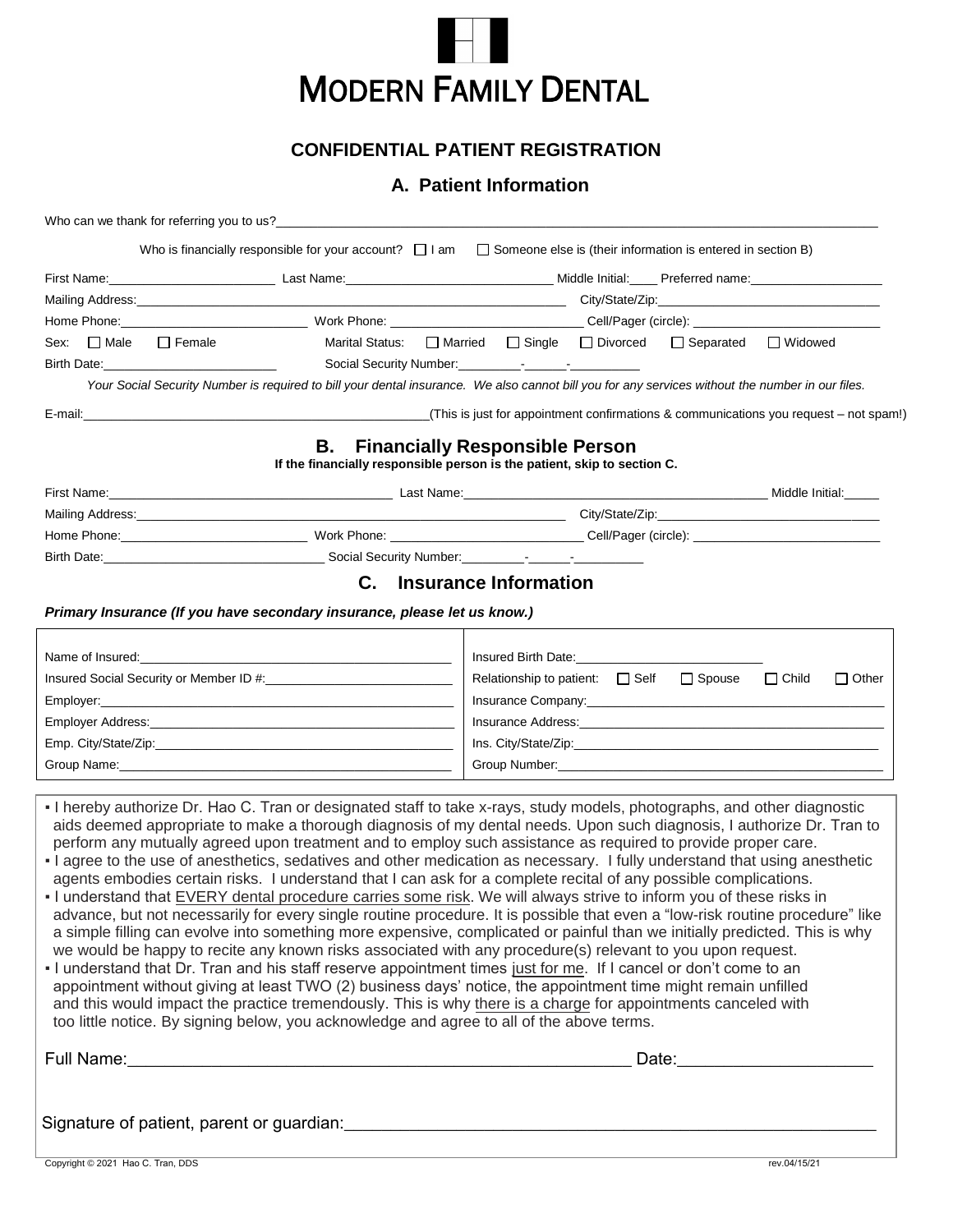# MODERN FAMILY DENTAL

## CONFIDENTIAL PATIENT REGISTRATION

### A. Patient Information

Who can we thank for referring you to us?_______________________________________________

Who is financially responsible for your account? ☐ I am ☐ Someone else is (their information is entered in section B)

First Name:________________ Last Name:____________________ Middle Initial:____ Preferred name:______________

Mailing Address:_______________________________________ City/State/Zip:________________________

Home Phone:____________________ Work Phone: ____________________ Cell/Pager (circle): ____________________

Sex: ☐ Male ☐ Female Marital Status: ☐ Married ☐ Single ☐ Divorced ☐ Separated ☐ Widowed

Birth Date:____________________ Social Security Number:________-______-_________

*Your Social Security Number is required to bill your dental insurance. We also cannot bill you for any services without the number in our files.*

E-mail:_______________________________________(This is just for appointment confirmations & communications you request – not spam!)

### B. Financially Responsible Person

**If the financially responsible person is the patient, skip to section C.**

First Name:______________________________ Last Name:________________________________ Middle Initial:_____

Mailing Address:_______________________________________ City/State/Zip:________________________

Home Phone:____________________ Work Phone: ____________________ Cell/Pager (circle): ____________________

Birth Date:________________________ Social Security Number:________-______-_________

### C. Insurance Information

***Primary Insurance (If you have secondary insurance, please let us know.)***

| | |
|---|---|
| Name of Insured:________________________________ | Insured Birth Date:____________________ |
| Insured Social Security or Member ID #:____________________ | Relationship to patient: ☐ Self ☐ Spouse ☐ Child ☐ Other |
| Employer:________________________________ | Insurance Company:________________________________ |
| Employer Address:________________________________ | Insurance Address:________________________________ |
| Emp. City/State/Zip:________________________________ | Ins. City/State/Zip:________________________________ |
| Group Name:________________________________ | Group Number:________________________________ |

- I hereby authorize Dr. Hao C. Tran or designated staff to take x-rays, study models, photographs, and other diagnostic aids deemed appropriate to make a thorough diagnosis of my dental needs. Upon such diagnosis, I authorize Dr. Tran to perform any mutually agreed upon treatment and to employ such assistance as required to provide proper care.
- I agree to the use of anesthetics, sedatives and other medication as necessary. I fully understand that using anesthetic agents embodies certain risks. I understand that I can ask for a complete recital of any possible complications.
- I understand that EVERY dental procedure carries some risk. We will always strive to inform you of these risks in advance, but not necessarily for every single routine procedure. It is possible that even a "low-risk routine procedure" like a simple filling can evolve into something more expensive, complicated or painful than we initially predicted. This is why we would be happy to recite any known risks associated with any procedure(s) relevant to you upon request.
- I understand that Dr. Tran and his staff reserve appointment times just for me. If I cancel or don't come to an appointment without giving at least TWO (2) business days' notice, the appointment time might remain unfilled and this would impact the practice tremendously. This is why there is a charge for appointments canceled with too little notice. By signing below, you acknowledge and agree to all of the above terms.

Full Name:_______________________________________________ Date:____________________

Signature of patient, parent or guardian:_______________________________________________

Copyright © 2021 Hao C. Tran, DDS rev.04/15/21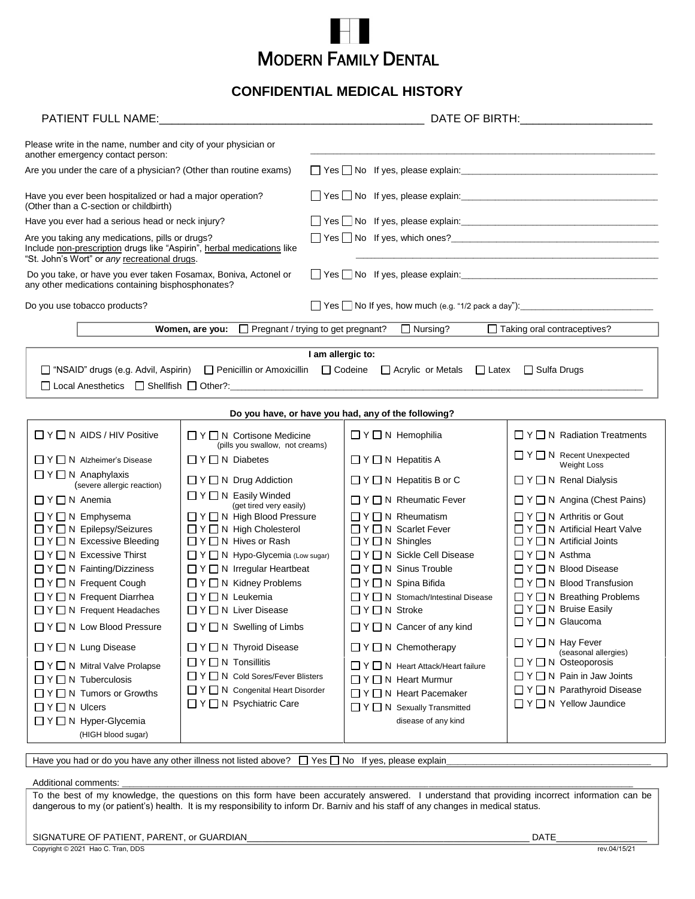# MODERN FAMILY DENTAL

## CONFIDENTIAL MEDICAL HISTORY

PATIENT FULL NAME:________________________________________ DATE OF BIRTH:____________________

Please write in the name, number and city of your physician or another emergency contact person: ________________________________________________________________

Are you under the care of a physician? (Other than routine exams) ☐ Yes ☐ No If yes, please explain:________________________________

Have you ever been hospitalized or had a major operation? (Other than a C-section or childbirth) ☐ Yes ☐ No If yes, please explain:________________________________

Have you ever had a serious head or neck injury? ☐ Yes ☐ No If yes, please explain:________________________________

Are you taking any medications, pills or drugs? Include non-prescription drugs like "Aspirin", herbal medications like "St. John's Wort" or *any* recreational drugs. ☐ Yes ☐ No If yes, which ones?________________________________

Do you take, or have you ever taken Fosamax, Boniva, Actonel or any other medications containing bisphosphonates? ☐ Yes ☐ No If yes, please explain:________________________________

Do you use tobacco products? ☐ Yes ☐ No If yes, how much (e.g. "1/2 pack a day"):__________________________

**Women, are you:** ☐ Pregnant / trying to get pregnant? ☐ Nursing? ☐ Taking oral contraceptives?

**I am allergic to:**

☐ "NSAID" drugs (e.g. Advil, Aspirin) ☐ Penicillin or Amoxicillin ☐ Codeine ☐ Acrylic or Metals ☐ Latex ☐ Sulfa Drugs

☐ Local Anesthetics ☐ Shellfish ☐ Other?:________________________________

**Do you have, or have you had, any of the following?**

| | | | |
|---|---|---|---|
| ☐ Y ☐ N AIDS / HIV Positive | ☐ Y ☐ N Cortisone Medicine (pills you swallow, not creams) | ☐ Y ☐ N Hemophilia | ☐ Y ☐ N Radiation Treatments |
| ☐ Y ☐ N Alzheimer's Disease | ☐ Y ☐ N Diabetes | ☐ Y ☐ N Hepatitis A | ☐ Y ☐ N Recent Unexpected Weight Loss |
| ☐ Y ☐ N Anaphylaxis (severe allergic reaction) | ☐ Y ☐ N Drug Addiction | ☐ Y ☐ N Hepatitis B or C | ☐ Y ☐ N Renal Dialysis |
| ☐ Y ☐ N Anemia | ☐ Y ☐ N Easily Winded (get tired very easily) | ☐ Y ☐ N Rheumatic Fever | ☐ Y ☐ N Angina (Chest Pains) |
| ☐ Y ☐ N Emphysema | ☐ Y ☐ N High Blood Pressure | ☐ Y ☐ N Rheumatism | ☐ Y ☐ N Arthritis or Gout |
| ☐ Y ☐ N Epilepsy/Seizures | ☐ Y ☐ N High Cholesterol | ☐ Y ☐ N Scarlet Fever | ☐ Y ☐ N Artificial Heart Valve |
| ☐ Y ☐ N Excessive Bleeding | ☐ Y ☐ N Hives or Rash | ☐ Y ☐ N Shingles | ☐ Y ☐ N Artificial Joints |
| ☐ Y ☐ N Excessive Thirst | ☐ Y ☐ N Hypo-Glycemia (Low sugar) | ☐ Y ☐ N Sickle Cell Disease | ☐ Y ☐ N Asthma |
| ☐ Y ☐ N Fainting/Dizziness | ☐ Y ☐ N Irregular Heartbeat | ☐ Y ☐ N Sinus Trouble | ☐ Y ☐ N Blood Disease |
| ☐ Y ☐ N Frequent Cough | ☐ Y ☐ N Kidney Problems | ☐ Y ☐ N Spina Bifida | ☐ Y ☐ N Blood Transfusion |
| ☐ Y ☐ N Frequent Diarrhea | ☐ Y ☐ N Leukemia | ☐ Y ☐ N Stomach/Intestinal Disease | ☐ Y ☐ N Breathing Problems |
| ☐ Y ☐ N Frequent Headaches | ☐ Y ☐ N Liver Disease | ☐ Y ☐ N Stroke | ☐ Y ☐ N Bruise Easily |
| ☐ Y ☐ N Low Blood Pressure | ☐ Y ☐ N Swelling of Limbs | ☐ Y ☐ N Cancer of any kind | ☐ Y ☐ N Glaucoma |
| ☐ Y ☐ N Lung Disease | ☐ Y ☐ N Thyroid Disease | ☐ Y ☐ N Chemotherapy | ☐ Y ☐ N Hay Fever (seasonal allergies) |
| ☐ Y ☐ N Mitral Valve Prolapse | ☐ Y ☐ N Tonsillitis | ☐ Y ☐ N Heart Attack/Heart failure | ☐ Y ☐ N Osteoporosis |
| ☐ Y ☐ N Tuberculosis | ☐ Y ☐ N Cold Sores/Fever Blisters | ☐ Y ☐ N Heart Murmur | ☐ Y ☐ N Pain in Jaw Joints |
| ☐ Y ☐ N Tumors or Growths | ☐ Y ☐ N Congenital Heart Disorder | ☐ Y ☐ N Heart Pacemaker | ☐ Y ☐ N Parathyroid Disease |
| ☐ Y ☐ N Ulcers | ☐ Y ☐ N Psychiatric Care | ☐ Y ☐ N Sexually Transmitted disease of any kind | ☐ Y ☐ N Yellow Jaundice |
| ☐ Y ☐ N Hyper-Glycemia (HIGH blood sugar) | | | |

Have you had or do you have any other illness not listed above? ☐ Yes ☐ No If yes, please explain________________________________

Additional comments: ________________________________________________________________

To the best of my knowledge, the questions on this form have been accurately answered. I understand that providing incorrect information can be dangerous to my (or patient's) health. It is my responsibility to inform Dr. Barniv and his staff of any changes in medical status.

SIGNATURE OF PATIENT, PARENT, or GUARDIAN________________________________________ DATE__________________

Copyright © 2021 Hao C. Tran, DDS rev.04/15/21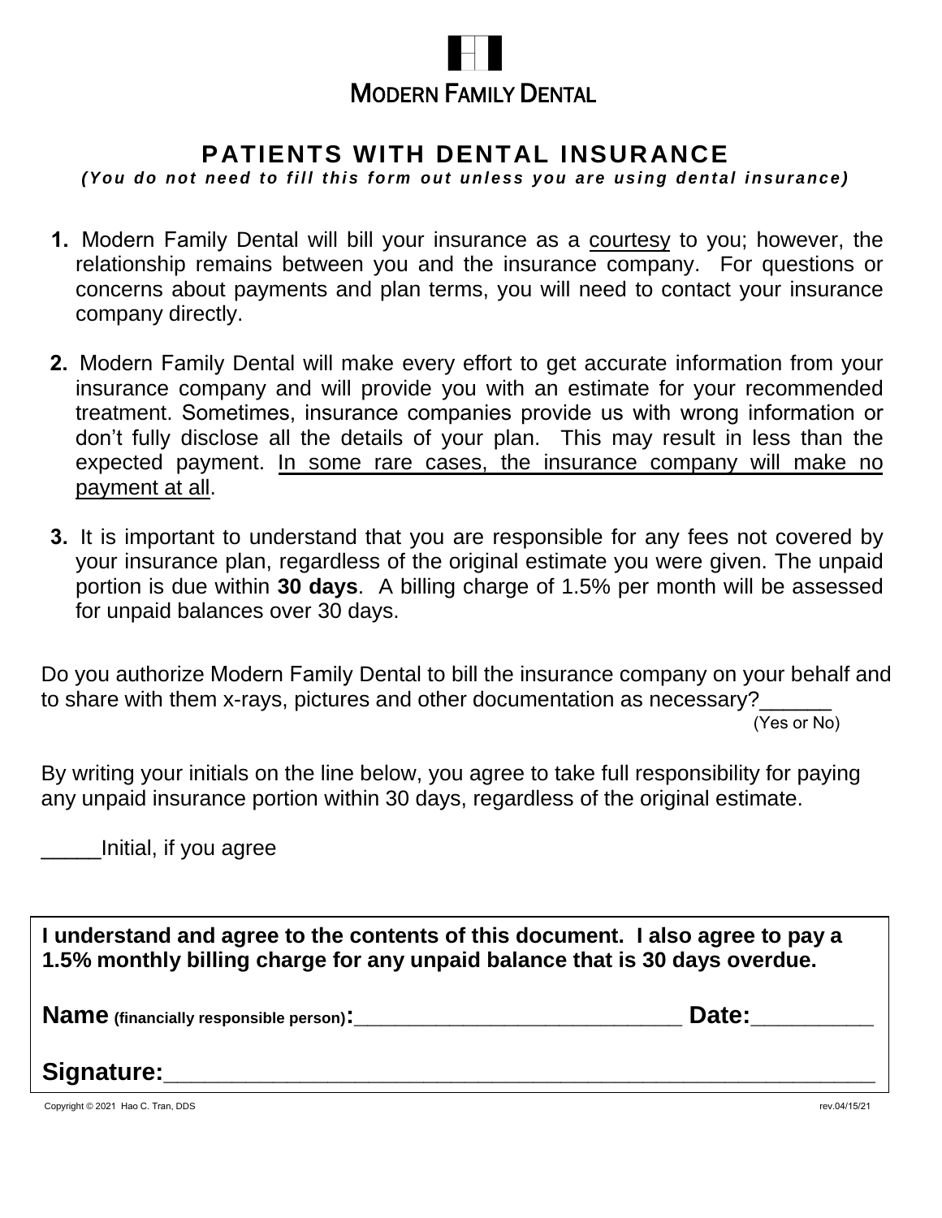MODERN FAMILY DENTAL

# PATIENTS WITH DENTAL INSURANCE

***(You do not need to fill this form out unless you are using dental insurance)***

1. Modern Family Dental will bill your insurance as a courtesy to you; however, the relationship remains between you and the insurance company. For questions or concerns about payments and plan terms, you will need to contact your insurance company directly.

2. Modern Family Dental will make every effort to get accurate information from your insurance company and will provide you with an estimate for your recommended treatment. Sometimes, insurance companies provide us with wrong information or don't fully disclose all the details of your plan. This may result in less than the expected payment. In some rare cases, the insurance company will make no payment at all.

3. It is important to understand that you are responsible for any fees not covered by your insurance plan, regardless of the original estimate you were given. The unpaid portion is due within **30 days**. A billing charge of 1.5% per month will be assessed for unpaid balances over 30 days.

Do you authorize Modern Family Dental to bill the insurance company on your behalf and to share with them x-rays, pictures and other documentation as necessary?______
(Yes or No)

By writing your initials on the line below, you agree to take full responsibility for paying any unpaid insurance portion within 30 days, regardless of the original estimate.

_____Initial, if you agree

**I understand and agree to the contents of this document. I also agree to pay a 1.5% monthly billing charge for any unpaid balance that is 30 days overdue.**

**Name** **(financially responsible person):**_____________________________ **Date:**__________

**Signature:**_____________________________________________________________

Copyright © 2021 Hao C. Tran, DDS

rev.04/15/21